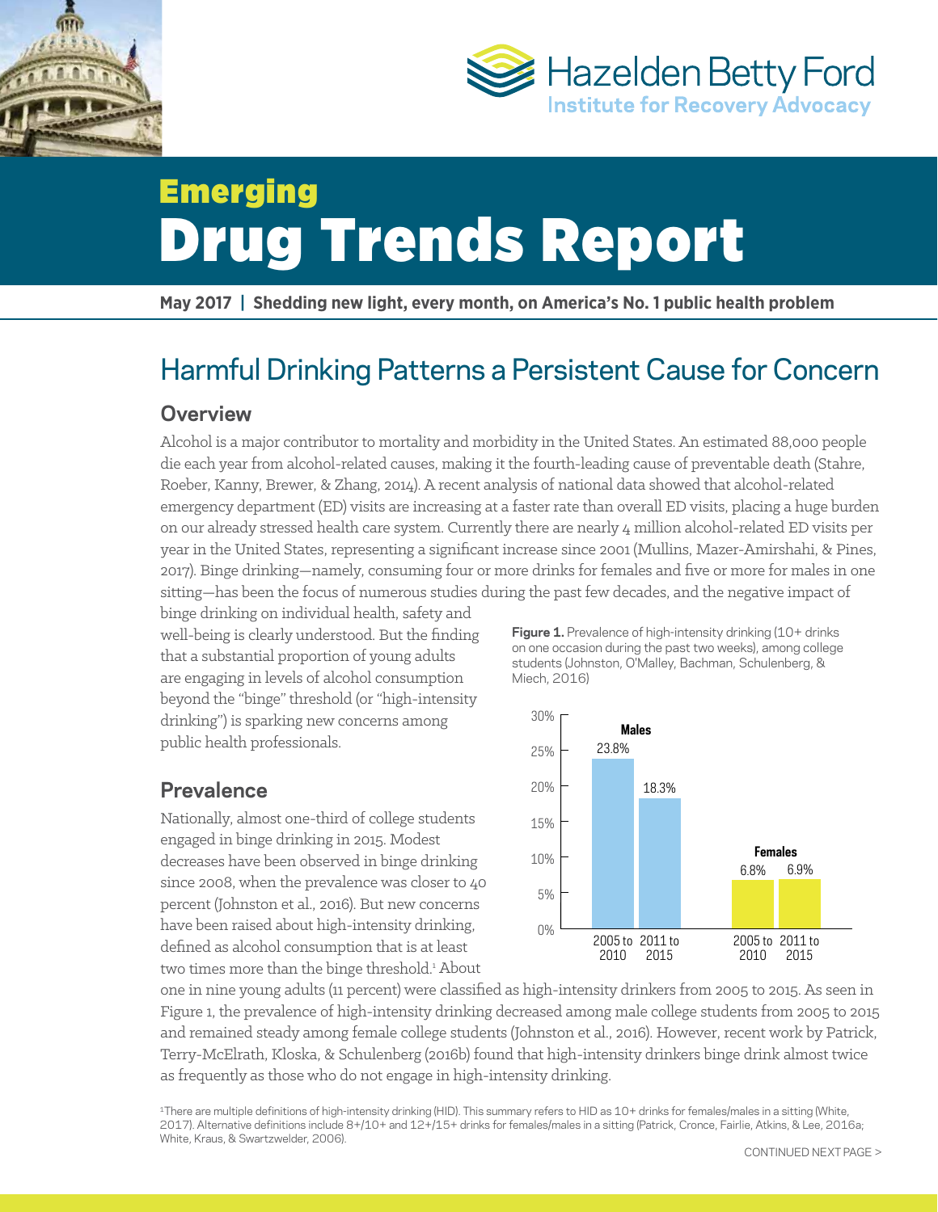Hazelden Betty Ford
Institute for Recovery Advocacy

# Emerging Drug Trends Report

**May 2017 | Shedding new light, every month, on America's No. 1 public health problem**

## Harmful Drinking Patterns a Persistent Cause for Concern

### Overview

Alcohol is a major contributor to mortality and morbidity in the United States. An estimated 88,000 people die each year from alcohol-related causes, making it the fourth-leading cause of preventable death (Stahre, Roeber, Kanny, Brewer, & Zhang, 2014). A recent analysis of national data showed that alcohol-related emergency department (ED) visits are increasing at a faster rate than overall ED visits, placing a huge burden on our already stressed health care system. Currently there are nearly 4 million alcohol-related ED visits per year in the United States, representing a significant increase since 2001 (Mullins, Mazer-Amirshahi, & Pines, 2017). Binge drinking—namely, consuming four or more drinks for females and five or more for males in one sitting—has been the focus of numerous studies during the past few decades, and the negative impact of binge drinking on individual health, safety and well-being is clearly understood. But the finding that a substantial proportion of young adults are engaging in levels of alcohol consumption beyond the "binge" threshold (or "high-intensity drinking") is sparking new concerns among public health professionals.

### Prevalence

Nationally, almost one-third of college students engaged in binge drinking in 2015. Modest decreases have been observed in binge drinking since 2008, when the prevalence was closer to 40 percent (Johnston et al., 2016). But new concerns have been raised about high-intensity drinking, defined as alcohol consumption that is at least two times more than the binge threshold.[1] About one in nine young adults (11 percent) were classified as high-intensity drinkers from 2005 to 2015. As seen in Figure 1, the prevalence of high-intensity drinking decreased among male college students from 2005 to 2015 and remained steady among female college students (Johnston et al., 2016). However, recent work by Patrick, Terry-McElrath, Kloska, & Schulenberg (2016b) found that high-intensity drinkers binge drink almost twice as frequently as those who do not engage in high-intensity drinking.

**Figure 1.** Prevalence of high-intensity drinking (10+ drinks on one occasion during the past two weeks), among college students (Johnston, O'Malley, Bachman, Schulenberg, & Miech, 2016)

| | 2005 to 2010 | 2011 to 2015 |
|---|---|---|
| Males | 23.8% | 18.3% |
| Females | 6.8% | 6.9% |

[1]There are multiple definitions of high-intensity drinking (HID). This summary refers to HID as 10+ drinks for females/males in a sitting (White, 2017). Alternative definitions include 8+/10+ and 12+/15+ drinks for females/males in a sitting (Patrick, Cronce, Fairlie, Atkins, & Lee, 2016a; White, Kraus, & Swartzwelder, 2006).

CONTINUED NEXT PAGE >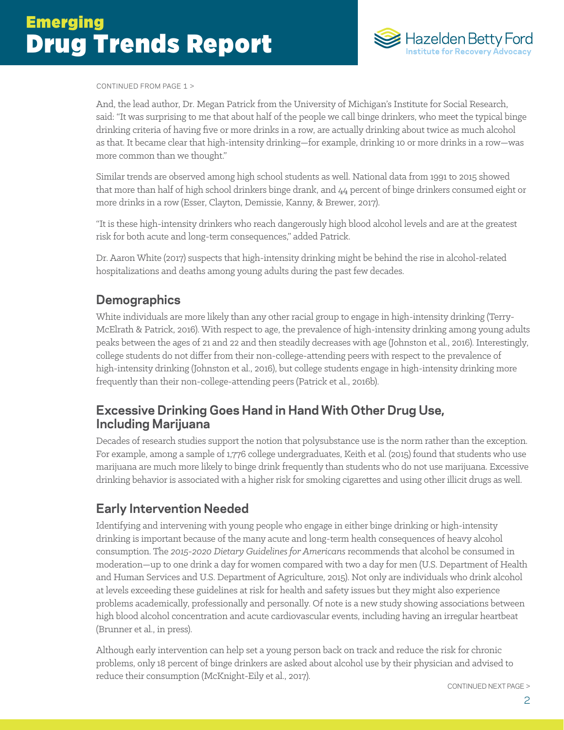CONTINUED FROM PAGE 1 >

And, the lead author, Dr. Megan Patrick from the University of Michigan's Institute for Social Research, said: "It was surprising to me that about half of the people we call binge drinkers, who meet the typical binge drinking criteria of having five or more drinks in a row, are actually drinking about twice as much alcohol as that. It became clear that high-intensity drinking—for example, drinking 10 or more drinks in a row—was more common than we thought."

Similar trends are observed among high school students as well. National data from 1991 to 2015 showed that more than half of high school drinkers binge drank, and 44 percent of binge drinkers consumed eight or more drinks in a row (Esser, Clayton, Demissie, Kanny, & Brewer, 2017).

"It is these high-intensity drinkers who reach dangerously high blood alcohol levels and are at the greatest risk for both acute and long-term consequences," added Patrick.

Dr. Aaron White (2017) suspects that high-intensity drinking might be behind the rise in alcohol-related hospitalizations and deaths among young adults during the past few decades.

## Demographics

White individuals are more likely than any other racial group to engage in high-intensity drinking (Terry-McElrath & Patrick, 2016). With respect to age, the prevalence of high-intensity drinking among young adults peaks between the ages of 21 and 22 and then steadily decreases with age (Johnston et al., 2016). Interestingly, college students do not differ from their non-college-attending peers with respect to the prevalence of high-intensity drinking (Johnston et al., 2016), but college students engage in high-intensity drinking more frequently than their non-college-attending peers (Patrick et al., 2016b).

## Excessive Drinking Goes Hand in Hand With Other Drug Use, Including Marijuana

Decades of research studies support the notion that polysubstance use is the norm rather than the exception. For example, among a sample of 1,776 college undergraduates, Keith et al. (2015) found that students who use marijuana are much more likely to binge drink frequently than students who do not use marijuana. Excessive drinking behavior is associated with a higher risk for smoking cigarettes and using other illicit drugs as well.

## Early Intervention Needed

Identifying and intervening with young people who engage in either binge drinking or high-intensity drinking is important because of the many acute and long-term health consequences of heavy alcohol consumption. The *2015-2020 Dietary Guidelines for Americans* recommends that alcohol be consumed in moderation—up to one drink a day for women compared with two a day for men (U.S. Department of Health and Human Services and U.S. Department of Agriculture, 2015). Not only are individuals who drink alcohol at levels exceeding these guidelines at risk for health and safety issues but they might also experience problems academically, professionally and personally. Of note is a new study showing associations between high blood alcohol concentration and acute cardiovascular events, including having an irregular heartbeat (Brunner et al., in press).

Although early intervention can help set a young person back on track and reduce the risk for chronic problems, only 18 percent of binge drinkers are asked about alcohol use by their physician and advised to reduce their consumption (McKnight-Eily et al., 2017).

CONTINUED NEXT PAGE >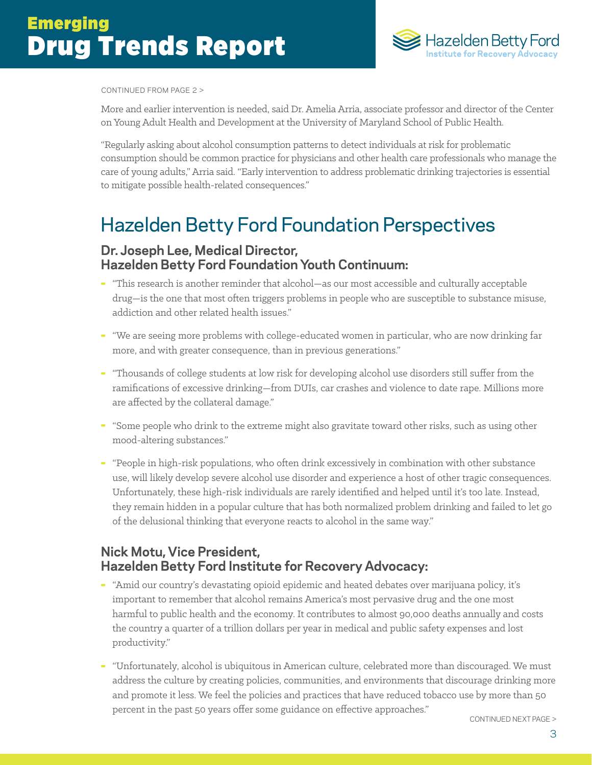CONTINUED FROM PAGE 2 >

More and earlier intervention is needed, said Dr. Amelia Arria, associate professor and director of the Center on Young Adult Health and Development at the University of Maryland School of Public Health.

"Regularly asking about alcohol consumption patterns to detect individuals at risk for problematic consumption should be common practice for physicians and other health care professionals who manage the care of young adults," Arria said. "Early intervention to address problematic drinking trajectories is essential to mitigate possible health-related consequences."

## Hazelden Betty Ford Foundation Perspectives

### Dr. Joseph Lee, Medical Director, Hazelden Betty Ford Foundation Youth Continuum:

- "This research is another reminder that alcohol—as our most accessible and culturally acceptable drug—is the one that most often triggers problems in people who are susceptible to substance misuse, addiction and other related health issues."
- "We are seeing more problems with college-educated women in particular, who are now drinking far more, and with greater consequence, than in previous generations."
- "Thousands of college students at low risk for developing alcohol use disorders still suffer from the ramifications of excessive drinking—from DUIs, car crashes and violence to date rape. Millions more are affected by the collateral damage."
- "Some people who drink to the extreme might also gravitate toward other risks, such as using other mood-altering substances."
- "People in high-risk populations, who often drink excessively in combination with other substance use, will likely develop severe alcohol use disorder and experience a host of other tragic consequences. Unfortunately, these high-risk individuals are rarely identified and helped until it's too late. Instead, they remain hidden in a popular culture that has both normalized problem drinking and failed to let go of the delusional thinking that everyone reacts to alcohol in the same way."

### Nick Motu, Vice President, Hazelden Betty Ford Institute for Recovery Advocacy:

- "Amid our country's devastating opioid epidemic and heated debates over marijuana policy, it's important to remember that alcohol remains America's most pervasive drug and the one most harmful to public health and the economy. It contributes to almost 90,000 deaths annually and costs the country a quarter of a trillion dollars per year in medical and public safety expenses and lost productivity."
- "Unfortunately, alcohol is ubiquitous in American culture, celebrated more than discouraged. We must address the culture by creating policies, communities, and environments that discourage drinking more and promote it less. We feel the policies and practices that have reduced tobacco use by more than 50 percent in the past 50 years offer some guidance on effective approaches."

CONTINUED NEXT PAGE >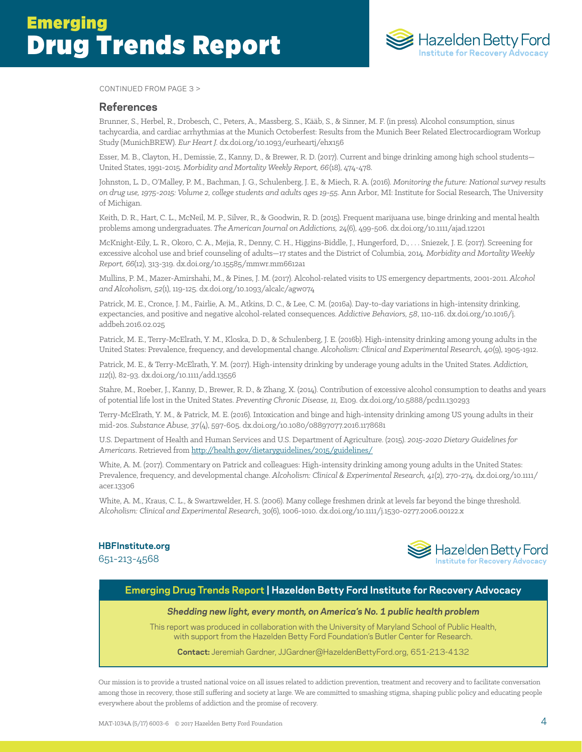CONTINUED FROM PAGE 3 >

## References

Brunner, S., Herbel, R., Drobesch, C., Peters, A., Massberg, S., Kääb, S., & Sinner, M. F. (in press). Alcohol consumption, sinus tachycardia, and cardiac arrhythmias at the Munich Octoberfest: Results from the Munich Beer Related Electrocardiogram Workup Study (MunichBREW). *Eur Heart J.* dx.doi.org/10.1093/eurheartj/ehx156

Esser, M. B., Clayton, H., Demissie, Z., Kanny, D., & Brewer, R. D. (2017). Current and binge drinking among high school students—United States, 1991-2015. *Morbidity and Mortality Weekly Report, 66*(18), 474-478.

Johnston, L. D., O'Malley, P. M., Bachman, J. G., Schulenberg, J. E., & Miech, R. A. (2016). *Monitoring the future: National survey results on drug use, 1975-2015: Volume 2, college students and adults ages 19-55*. Ann Arbor, MI: Institute for Social Research, The University of Michigan.

Keith, D. R., Hart, C. L., McNeil, M. P., Silver, R., & Goodwin, R. D. (2015). Frequent marijuana use, binge drinking and mental health problems among undergraduates. *The American Journal on Addictions, 24*(6), 499-506. dx.doi.org/10.1111/ajad.12201

McKnight-Eily, L. R., Okoro, C. A., Mejia, R., Denny, C. H., Higgins-Biddle, J., Hungerford, D., . . . Sniezek, J. E. (2017). Screening for excessive alcohol use and brief counseling of adults—17 states and the District of Columbia, 2014. *Morbidity and Mortality Weekly Report, 66*(12), 313-319. dx.doi.org/10.15585/mmwr.mm6612a1

Mullins, P. M., Mazer-Amirshahi, M., & Pines, J. M. (2017). Alcohol-related visits to US emergency departments, 2001-2011. *Alcohol and Alcoholism, 52*(1), 119-125. dx.doi.org/10.1093/alcalc/agw074

Patrick, M. E., Cronce, J. M., Fairlie, A. M., Atkins, D. C., & Lee, C. M. (2016a). Day-to-day variations in high-intensity drinking, expectancies, and positive and negative alcohol-related consequences. *Addictive Behaviors, 58*, 110-116. dx.doi.org/10.1016/j.addbeh.2016.02.025

Patrick, M. E., Terry-McElrath, Y. M., Kloska, D. D., & Schulenberg, J. E. (2016b). High-intensity drinking among young adults in the United States: Prevalence, frequency, and developmental change. *Alcoholism: Clinical and Experimental Research, 40*(9), 1905-1912.

Patrick, M. E., & Terry-McElrath, Y. M. (2017). High-intensity drinking by underage young adults in the United States. *Addiction, 112*(1), 82-93. dx.doi.org/10.1111/add.13556

Stahre, M., Roeber, J., Kanny, D., Brewer, R. D., & Zhang, X. (2014). Contribution of excessive alcohol consumption to deaths and years of potential life lost in the United States. *Preventing Chronic Disease, 11,* E109. dx.doi.org/10.5888/pcd11.130293

Terry-McElrath, Y. M., & Patrick, M. E. (2016). Intoxication and binge and high-intensity drinking among US young adults in their mid-20s. *Substance Abuse, 37*(4), 597-605. dx.doi.org/10.1080/08897077.2016.1178681

U.S. Department of Health and Human Services and U.S. Department of Agriculture. (2015). *2015-2020 Dietary Guidelines for Americans*. Retrieved from http://health.gov/dietaryguidelines/2015/guidelines/

White, A. M. (2017). Commentary on Patrick and colleagues: High-intensity drinking among young adults in the United States: Prevalence, frequency, and developmental change. *Alcoholism: Clinical & Experimental Research, 41*(2), 270-274. dx.doi.org/10.1111/acer.13306

White, A. M., Kraus, C. L., & Swartzwelder, H. S. (2006). Many college freshmen drink at levels far beyond the binge threshold. *Alcoholism: Clinical and Experimental Research*, 30(6), 1006-1010. dx.doi.org/10.1111/j.1530-0277.2006.00122.x

**HBFInstitute.org**
651-213-4568

Hazelden Betty Ford
Institute for Recovery Advocacy

**Emerging Drug Trends Report | Hazelden Betty Ford Institute for Recovery Advocacy**

***Shedding new light, every month, on America's No. 1 public health problem***

This report was produced in collaboration with the University of Maryland School of Public Health, with support from the Hazelden Betty Ford Foundation's Butler Center for Research.

**Contact:** Jeremiah Gardner, JJGardner@HazeldenBettyFord.org, 651-213-4132

Our mission is to provide a trusted national voice on all issues related to addiction prevention, treatment and recovery and to facilitate conversation among those in recovery, those still suffering and society at large. We are committed to smashing stigma, shaping public policy and educating people everywhere about the problems of addiction and the promise of recovery.

MAT-1034A (5/17) 6003-6 © 2017 Hazelden Betty Ford Foundation